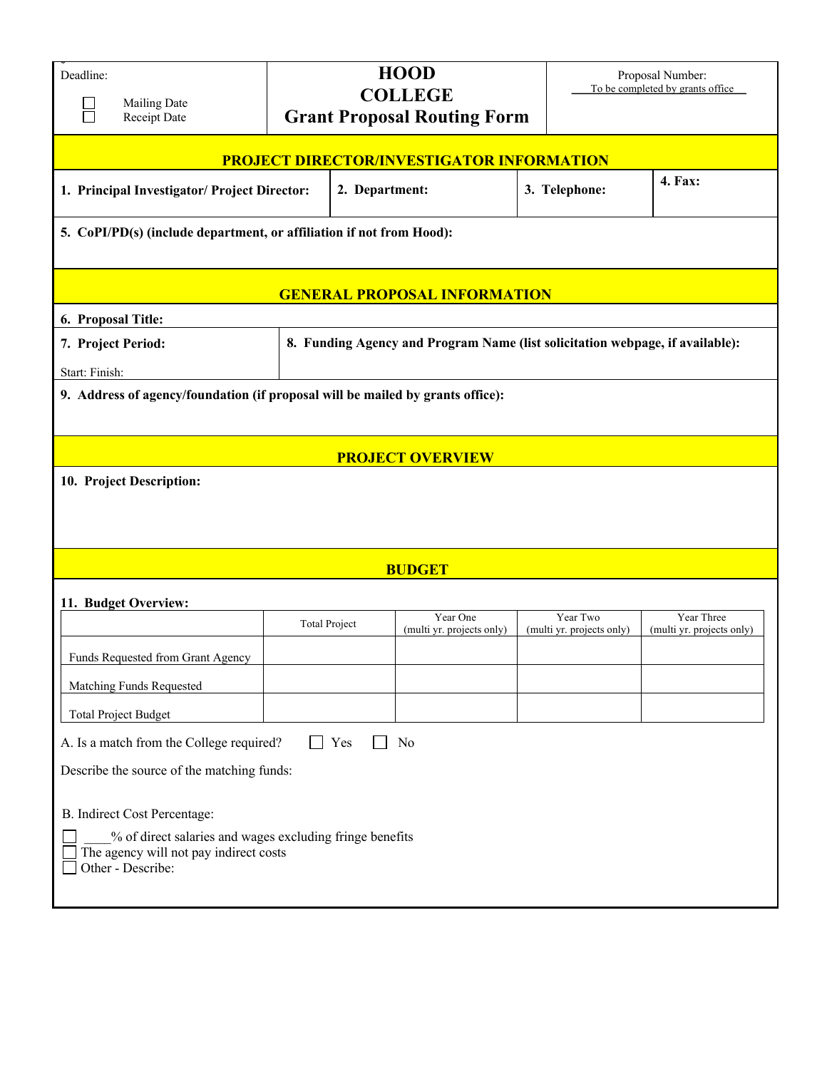Deadline:

☐ Mailing Date
☐ Receipt Date

# HOOD COLLEGE
## Grant Proposal Routing Form

Proposal Number:
To be completed by grants office

## PROJECT DIRECTOR/INVESTIGATOR INFORMATION

| **1. Principal Investigator/ Project Director:** | **2. Department:** | **3. Telephone:** | **4. Fax:** |
|---|---|---|---|

**5. CoPI/PD(s) (include department, or affiliation if not from Hood):**

## GENERAL PROPOSAL INFORMATION

**6. Proposal Title:**

**7. Project Period:**

Start: Finish:

**8. Funding Agency and Program Name (list solicitation webpage, if available):**

**9. Address of agency/foundation (if proposal will be mailed by grants office):**

## PROJECT OVERVIEW

**10. Project Description:**

## BUDGET

**11. Budget Overview:**

| | Total Project | Year One (multi yr. projects only) | Year Two (multi yr. projects only) | Year Three (multi yr. projects only) |
|---|---|---|---|---|
| Funds Requested from Grant Agency | | | | |
| Matching Funds Requested | | | | |
| Total Project Budget | | | | |

A. Is a match from the College required? ☐ Yes ☐ No

Describe the source of the matching funds:

B. Indirect Cost Percentage:

☐ ____% of direct salaries and wages excluding fringe benefits
☐ The agency will not pay indirect costs
☐ Other - Describe: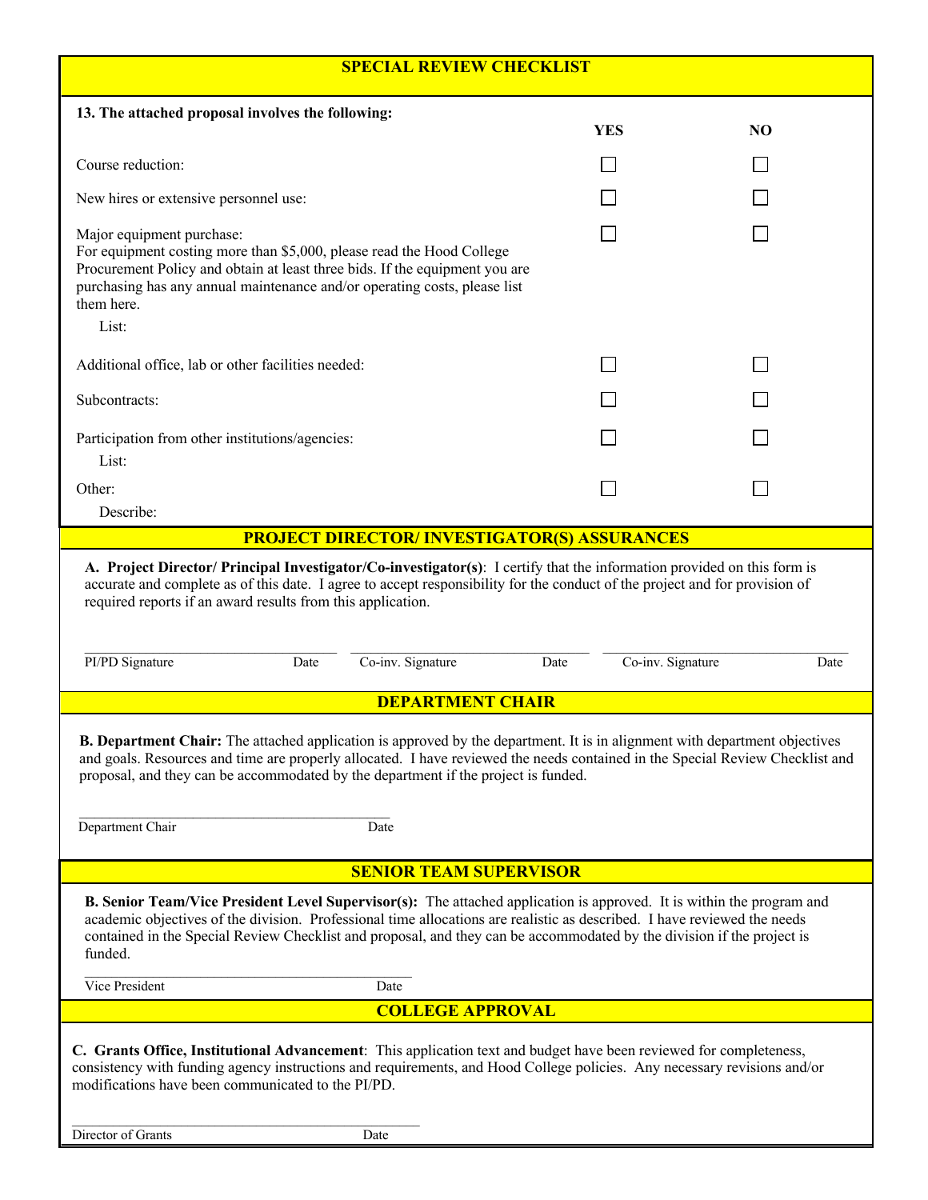## SPECIAL REVIEW CHECKLIST

**13. The attached proposal involves the following:**

| | YES | NO |
|---|---|---|
| Course reduction: | ☐ | ☐ |
| New hires or extensive personnel use: | ☐ | ☐ |
| Major equipment purchase: For equipment costing more than $5,000, please read the Hood College Procurement Policy and obtain at least three bids. If the equipment you are purchasing has any annual maintenance and/or operating costs, please list them here. List: | ☐ | ☐ |
| Additional office, lab or other facilities needed: | ☐ | ☐ |
| Subcontracts: | ☐ | ☐ |
| Participation from other institutions/agencies: List: | ☐ | ☐ |
| Other: Describe: | ☐ | ☐ |

## PROJECT DIRECTOR/ INVESTIGATOR(S) ASSURANCES

**A. Project Director/ Principal Investigator/Co-investigator(s)**: I certify that the information provided on this form is accurate and complete as of this date. I agree to accept responsibility for the conduct of the project and for provision of required reports if an award results from this application.

PI/PD Signature ____________ Date ______ Co-inv. Signature ____________ Date ______ Co-inv. Signature ____________ Date ______

## DEPARTMENT CHAIR

**B. Department Chair:** The attached application is approved by the department. It is in alignment with department objectives and goals. Resources and time are properly allocated. I have reviewed the needs contained in the Special Review Checklist and proposal, and they can be accommodated by the department if the project is funded.

Department Chair ____________ Date ______

## SENIOR TEAM SUPERVISOR

**B. Senior Team/Vice President Level Supervisor(s):** The attached application is approved. It is within the program and academic objectives of the division. Professional time allocations are realistic as described. I have reviewed the needs contained in the Special Review Checklist and proposal, and they can be accommodated by the division if the project is funded.

Vice President ____________ Date ______

## COLLEGE APPROVAL

**C. Grants Office, Institutional Advancement**: This application text and budget have been reviewed for completeness, consistency with funding agency instructions and requirements, and Hood College policies. Any necessary revisions and/or modifications have been communicated to the PI/PD.

Director of Grants ____________ Date ______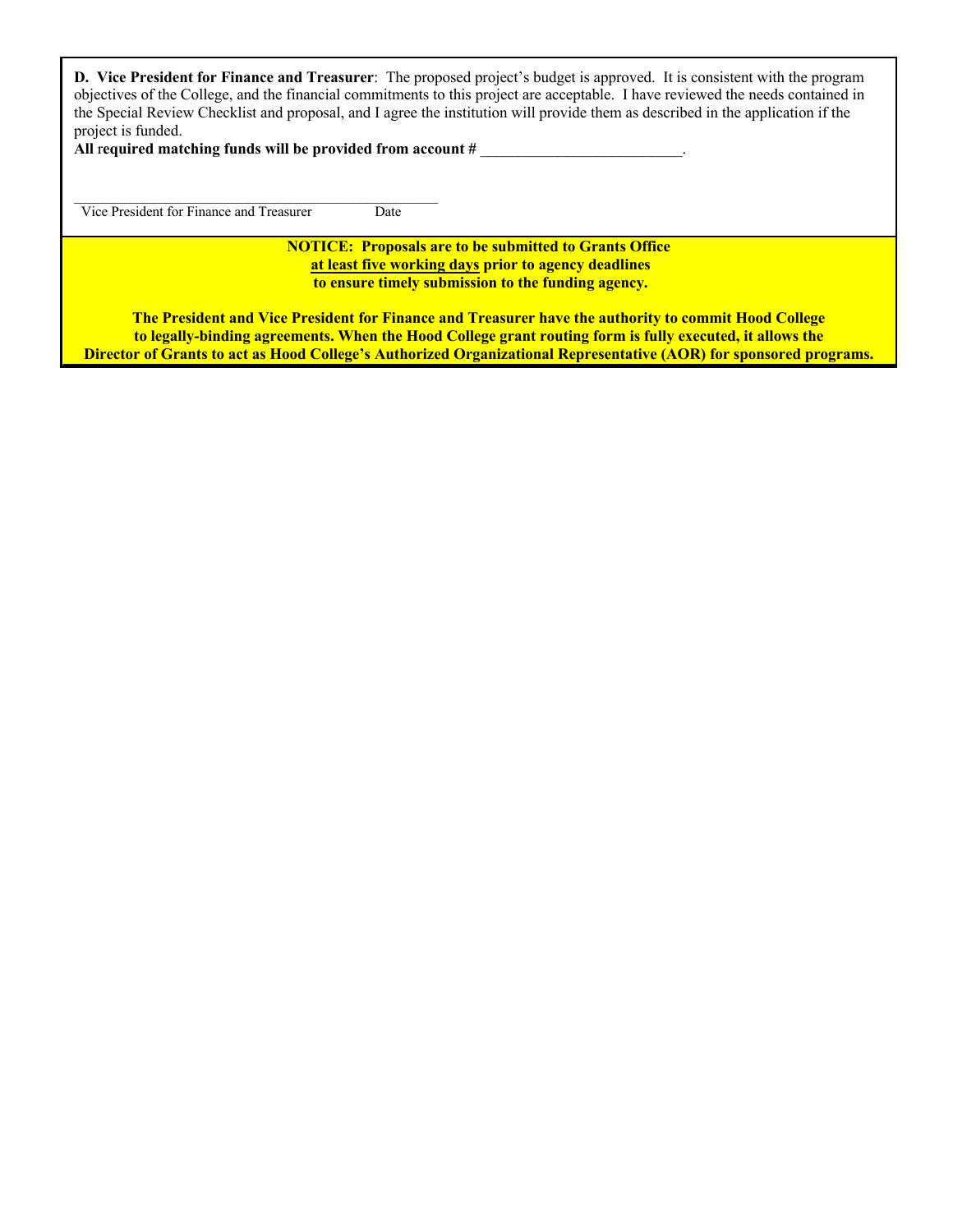**D. Vice President for Finance and Treasurer**: The proposed project's budget is approved. It is consistent with the program objectives of the College, and the financial commitments to this project are acceptable. I have reviewed the needs contained in the Special Review Checklist and proposal, and I agree the institution will provide them as described in the application if the project is funded.

**All required matching funds will be provided from account #** __________________________.

_______________________________________________

Vice President for Finance and Treasurer Date

**NOTICE: Proposals are to be submitted to Grants Office**
**at least five working days prior to agency deadlines**
**to ensure timely submission to the funding agency.**

**The President and Vice President for Finance and Treasurer have the authority to commit Hood College to legally-binding agreements. When the Hood College grant routing form is fully executed, it allows the Director of Grants to act as Hood College's Authorized Organizational Representative (AOR) for sponsored programs.**